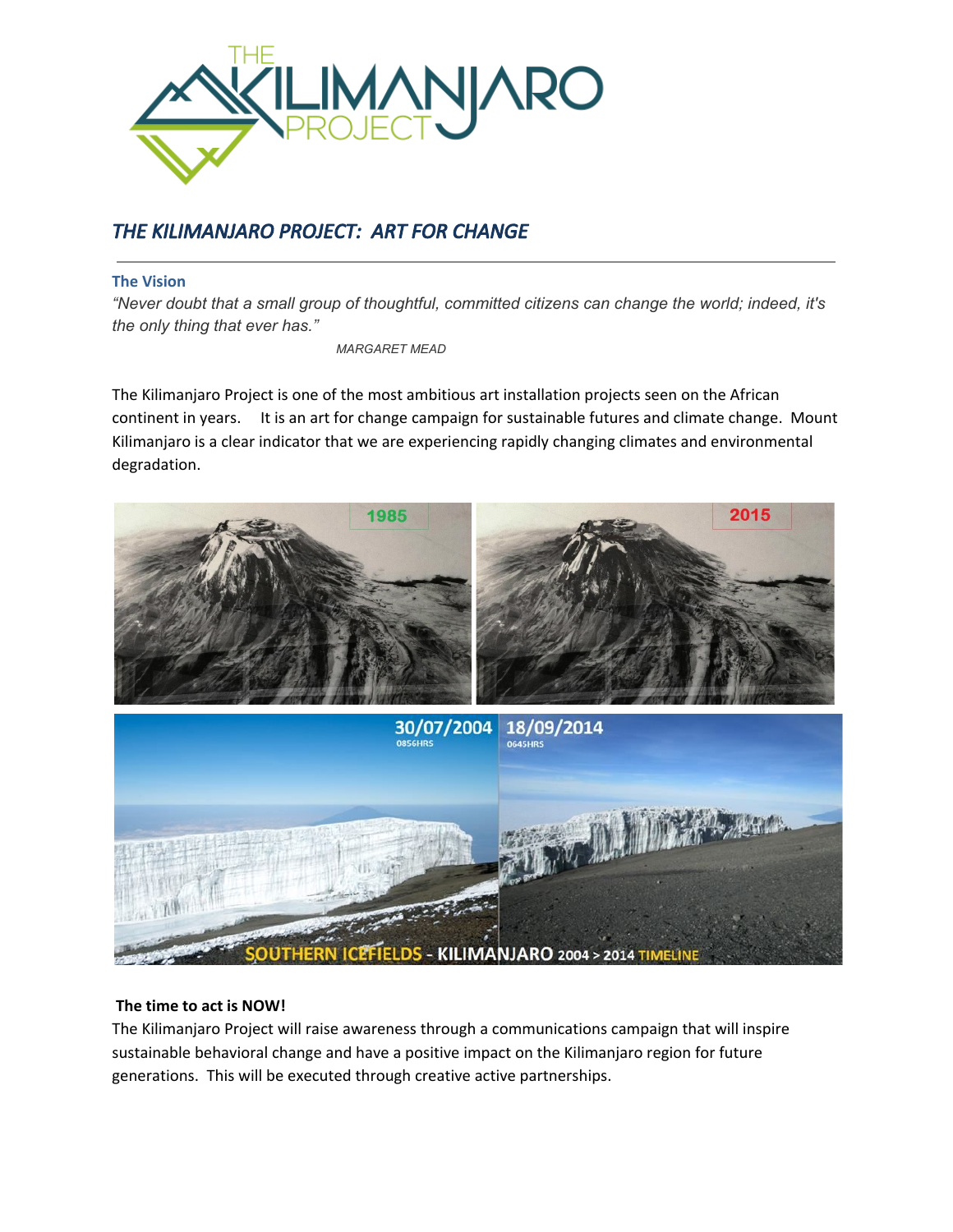# THE KILIMANJARO PROJECT: ART FOR CHANGE

### The Vision

*"Never doubt that a small group of thoughtful, committed citizens can change the world; indeed, it's the only thing that ever has."*

*MARGARET MEAD*

The Kilimanjaro Project is one of the most ambitious art installation projects seen on the African continent in years. It is an art for change campaign for sustainable futures and climate change. Mount Kilimanjaro is a clear indicator that we are experiencing rapidly changing climates and environmental degradation.

**The time to act is NOW!**

The Kilimanjaro Project will raise awareness through a communications campaign that will inspire sustainable behavioral change and have a positive impact on the Kilimanjaro region for future generations. This will be executed through creative active partnerships.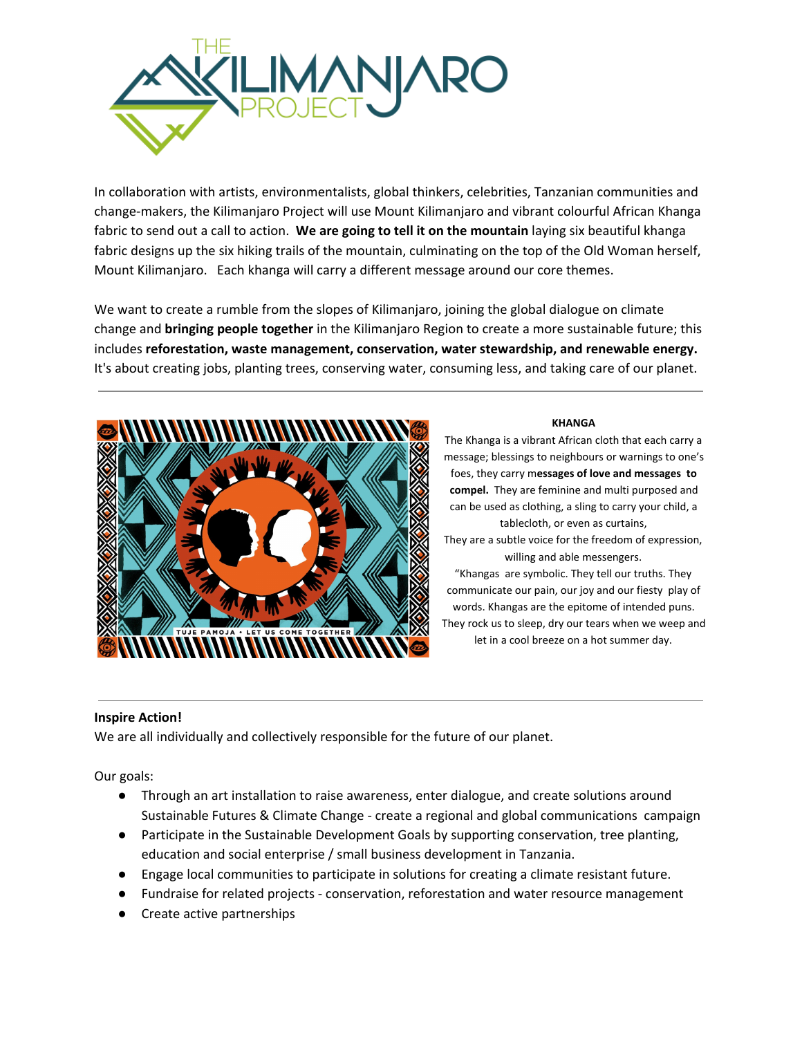In collaboration with artists, environmentalists, global thinkers, celebrities, Tanzanian communities and change-makers, the Kilimanjaro Project will use Mount Kilimanjaro and vibrant colourful African Khanga fabric to send out a call to action. **We are going to tell it on the mountain** laying six beautiful khanga fabric designs up the six hiking trails of the mountain, culminating on the top of the Old Woman herself, Mount Kilimanjaro. Each khanga will carry a different message around our core themes.

We want to create a rumble from the slopes of Kilimanjaro, joining the global dialogue on climate change and **bringing people together** in the Kilimanjaro Region to create a more sustainable future; this includes **reforestation, waste management, conservation, water stewardship, and renewable energy.** It's about creating jobs, planting trees, conserving water, consuming less, and taking care of our planet.

---

TUJE PAMOJA • LET US COME TOGETHER

**KHANGA**

The Khanga is a vibrant African cloth that each carry a message; blessings to neighbours or warnings to one's foes, they carry m**essages of love and messages to compel.** They are feminine and multi purposed and can be used as clothing, a sling to carry your child, a tablecloth, or even as curtains,
They are a subtle voice for the freedom of expression, willing and able messengers.
"Khangas are symbolic. They tell our truths. They communicate our pain, our joy and our fiesty play of words. Khangas are the epitome of intended puns. They rock us to sleep, dry our tears when we weep and let in a cool breeze on a hot summer day.

---

**Inspire Action!**
We are all individually and collectively responsible for the future of our planet.

Our goals:

- Through an art installation to raise awareness, enter dialogue, and create solutions around Sustainable Futures & Climate Change - create a regional and global communications campaign
- Participate in the Sustainable Development Goals by supporting conservation, tree planting, education and social enterprise / small business development in Tanzania.
- Engage local communities to participate in solutions for creating a climate resistant future.
- Fundraise for related projects - conservation, reforestation and water resource management
- Create active partnerships